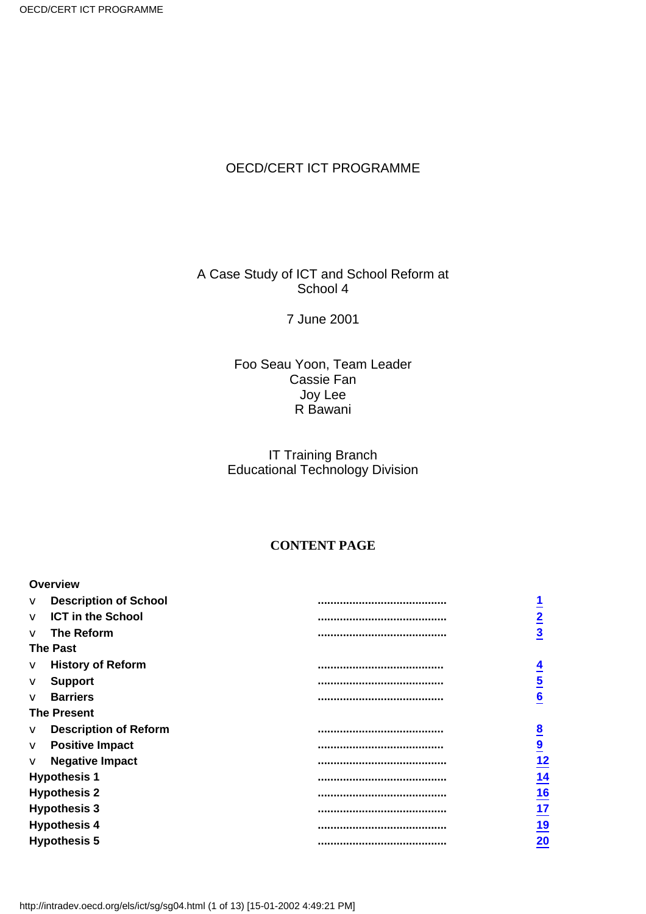OECD/CERT ICT PROGRAMME

A Case Study of ICT and School Reform at School 4

7 June 2001

Foo Seau Yoon, Team Leader
Cassie Fan
Joy Lee
R Bawani

IT Training Branch
Educational Technology Division

## CONTENT PAGE

| | | |
|---|---|---|
| **Overview** | | |
| v **Description of School** | ........................................ | 1 |
| v **ICT in the School** | ........................................ | 2 |
| v **The Reform** | ........................................ | 3 |
| **The Past** | | |
| v **History of Reform** | ........................................ | 4 |
| v **Support** | ........................................ | 5 |
| v **Barriers** | ........................................ | 6 |
| **The Present** | | |
| v **Description of Reform** | ........................................ | 8 |
| v **Positive Impact** | ........................................ | 9 |
| v **Negative Impact** | ........................................ | 12 |
| **Hypothesis 1** | ........................................ | 14 |
| **Hypothesis 2** | ........................................ | 16 |
| **Hypothesis 3** | ........................................ | 17 |
| **Hypothesis 4** | ........................................ | 19 |
| **Hypothesis 5** | ........................................ | 20 |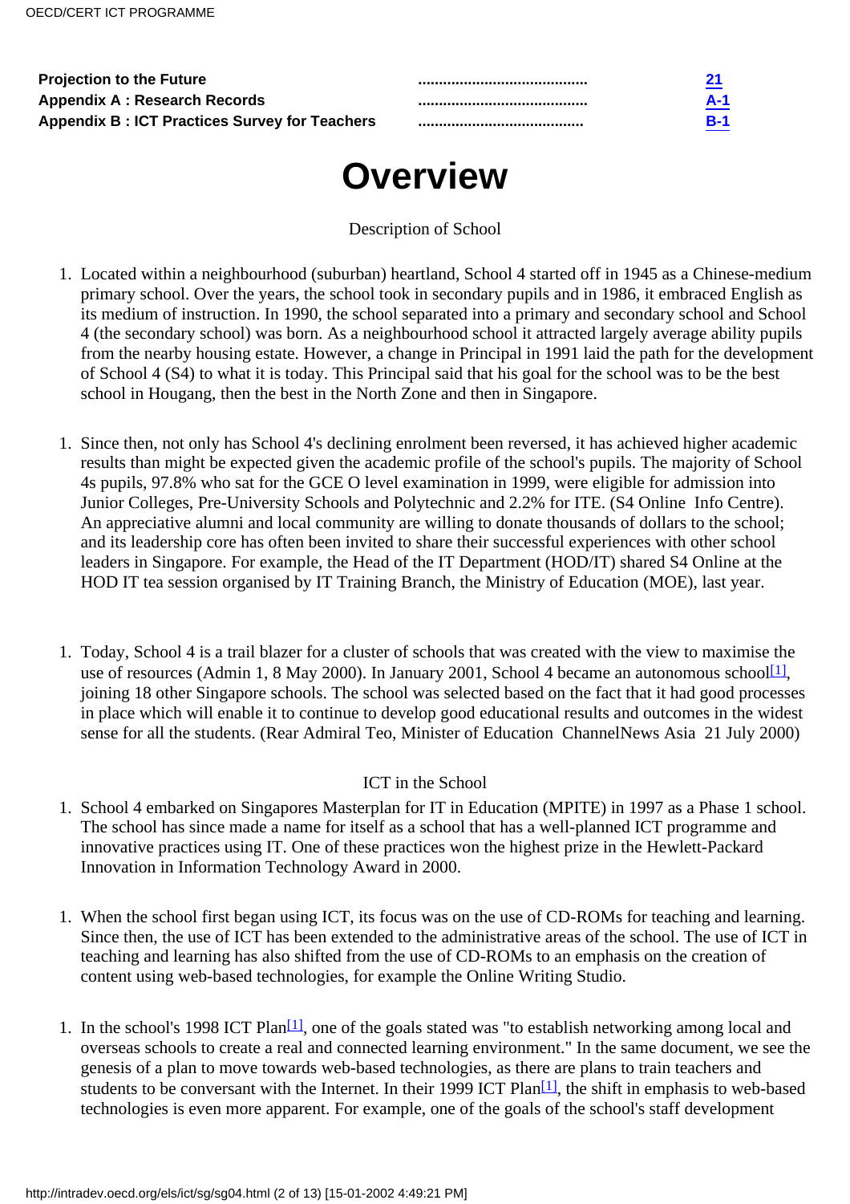| | | |
|---|---|---|
| **Projection to the Future** | ........................................ | 21 |
| **Appendix A : Research Records** | ........................................ | A-1 |
| **Appendix B : ICT Practices Survey for Teachers** | ........................................ | B-1 |

# Overview

## Description of School

1. Located within a neighbourhood (suburban) heartland, School 4 started off in 1945 as a Chinese-medium primary school. Over the years, the school took in secondary pupils and in 1986, it embraced English as its medium of instruction. In 1990, the school separated into a primary and secondary school and School 4 (the secondary school) was born. As a neighbourhood school it attracted largely average ability pupils from the nearby housing estate. However, a change in Principal in 1991 laid the path for the development of School 4 (S4) to what it is today. This Principal said that his goal for the school was to be the best school in Hougang, then the best in the North Zone and then in Singapore.

1. Since then, not only has School 4's declining enrolment been reversed, it has achieved higher academic results than might be expected given the academic profile of the school's pupils. The majority of School 4s pupils, 97.8% who sat for the GCE O level examination in 1999, were eligible for admission into Junior Colleges, Pre-University Schools and Polytechnic and 2.2% for ITE. (S4 Online Info Centre). An appreciative alumni and local community are willing to donate thousands of dollars to the school; and its leadership core has often been invited to share their successful experiences with other school leaders in Singapore. For example, the Head of the IT Department (HOD/IT) shared S4 Online at the HOD IT tea session organised by IT Training Branch, the Ministry of Education (MOE), last year.

1. Today, School 4 is a trail blazer for a cluster of schools that was created with the view to maximise the use of resources (Admin 1, 8 May 2000). In January 2001, School 4 became an autonomous school[1], joining 18 other Singapore schools. The school was selected based on the fact that it had good processes in place which will enable it to continue to develop good educational results and outcomes in the widest sense for all the students. (Rear Admiral Teo, Minister of Education ChannelNews Asia 21 July 2000)

## ICT in the School

1. School 4 embarked on Singapores Masterplan for IT in Education (MPITE) in 1997 as a Phase 1 school. The school has since made a name for itself as a school that has a well-planned ICT programme and innovative practices using IT. One of these practices won the highest prize in the Hewlett-Packard Innovation in Information Technology Award in 2000.

1. When the school first began using ICT, its focus was on the use of CD-ROMs for teaching and learning. Since then, the use of ICT has been extended to the administrative areas of the school. The use of ICT in teaching and learning has also shifted from the use of CD-ROMs to an emphasis on the creation of content using web-based technologies, for example the Online Writing Studio.

1. In the school's 1998 ICT Plan[1], one of the goals stated was "to establish networking among local and overseas schools to create a real and connected learning environment." In the same document, we see the genesis of a plan to move towards web-based technologies, as there are plans to train teachers and students to be conversant with the Internet. In their 1999 ICT Plan[1], the shift in emphasis to web-based technologies is even more apparent. For example, one of the goals of the school's staff development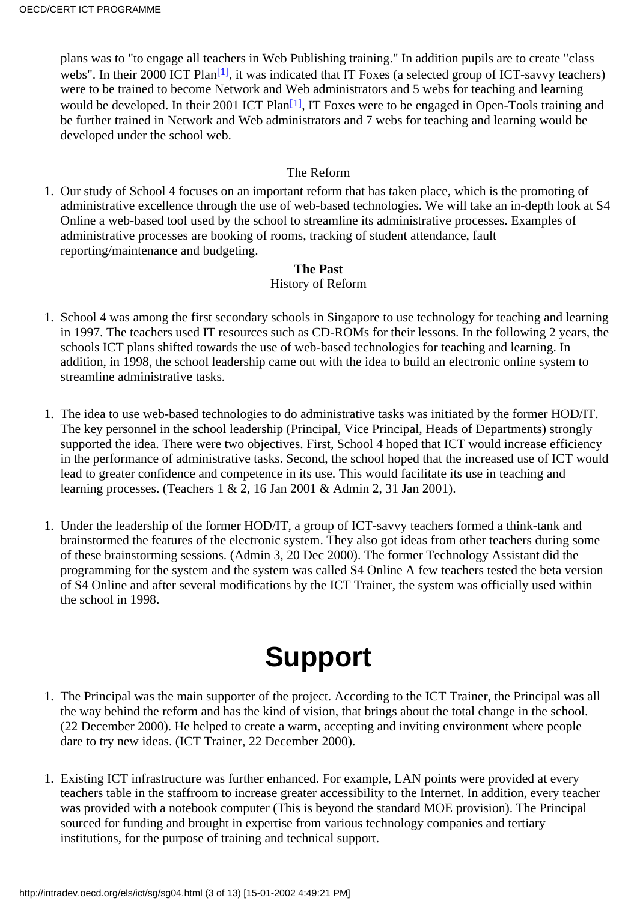plans was to "to engage all teachers in Web Publishing training." In addition pupils are to create "class webs". In their 2000 ICT Plan[1], it was indicated that IT Foxes (a selected group of ICT-savvy teachers) were to be trained to become Network and Web administrators and 5 webs for teaching and learning would be developed. In their 2001 ICT Plan[1], IT Foxes were to be engaged in Open-Tools training and be further trained in Network and Web administrators and 7 webs for teaching and learning would be developed under the school web.

The Reform

1. Our study of School 4 focuses on an important reform that has taken place, which is the promoting of administrative excellence through the use of web-based technologies. We will take an in-depth look at S4 Online a web-based tool used by the school to streamline its administrative processes. Examples of administrative processes are booking of rooms, tracking of student attendance, fault reporting/maintenance and budgeting.

**The Past**

History of Reform

1. School 4 was among the first secondary schools in Singapore to use technology for teaching and learning in 1997. The teachers used IT resources such as CD-ROMs for their lessons. In the following 2 years, the schools ICT plans shifted towards the use of web-based technologies for teaching and learning. In addition, in 1998, the school leadership came out with the idea to build an electronic online system to streamline administrative tasks.

1. The idea to use web-based technologies to do administrative tasks was initiated by the former HOD/IT. The key personnel in the school leadership (Principal, Vice Principal, Heads of Departments) strongly supported the idea. There were two objectives. First, School 4 hoped that ICT would increase efficiency in the performance of administrative tasks. Second, the school hoped that the increased use of ICT would lead to greater confidence and competence in its use. This would facilitate its use in teaching and learning processes. (Teachers 1 & 2, 16 Jan 2001 & Admin 2, 31 Jan 2001).

1. Under the leadership of the former HOD/IT, a group of ICT-savvy teachers formed a think-tank and brainstormed the features of the electronic system. They also got ideas from other teachers during some of these brainstorming sessions. (Admin 3, 20 Dec 2000). The former Technology Assistant did the programming for the system and the system was called S4 Online A few teachers tested the beta version of S4 Online and after several modifications by the ICT Trainer, the system was officially used within the school in 1998.

# Support

1. The Principal was the main supporter of the project. According to the ICT Trainer, the Principal was all the way behind the reform and has the kind of vision, that brings about the total change in the school. (22 December 2000). He helped to create a warm, accepting and inviting environment where people dare to try new ideas. (ICT Trainer, 22 December 2000).

1. Existing ICT infrastructure was further enhanced. For example, LAN points were provided at every teachers table in the staffroom to increase greater accessibility to the Internet. In addition, every teacher was provided with a notebook computer (This is beyond the standard MOE provision). The Principal sourced for funding and brought in expertise from various technology companies and tertiary institutions, for the purpose of training and technical support.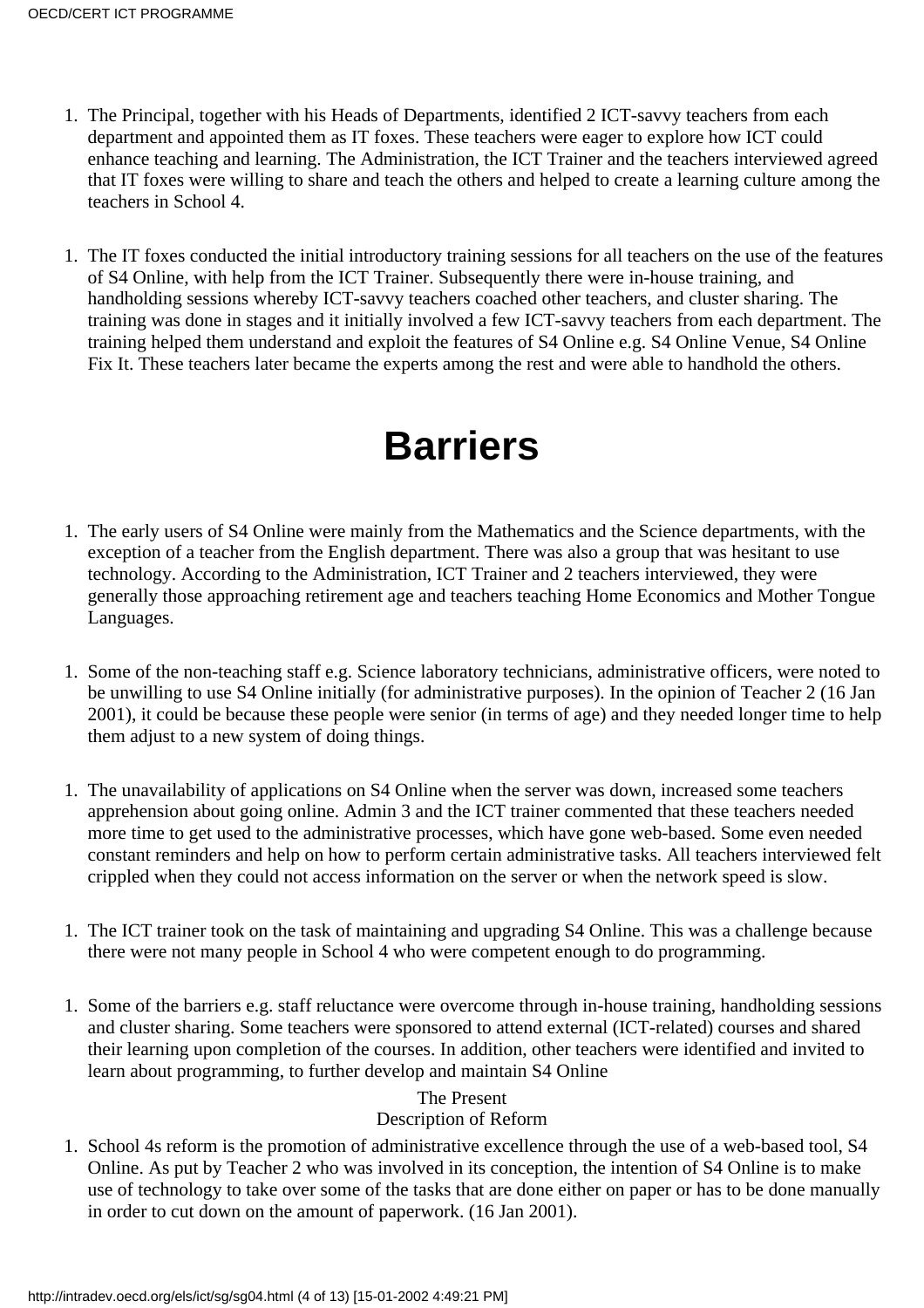1. The Principal, together with his Heads of Departments, identified 2 ICT-savvy teachers from each department and appointed them as IT foxes. These teachers were eager to explore how ICT could enhance teaching and learning. The Administration, the ICT Trainer and the teachers interviewed agreed that IT foxes were willing to share and teach the others and helped to create a learning culture among the teachers in School 4.

1. The IT foxes conducted the initial introductory training sessions for all teachers on the use of the features of S4 Online, with help from the ICT Trainer. Subsequently there were in-house training, and handholding sessions whereby ICT-savvy teachers coached other teachers, and cluster sharing. The training was done in stages and it initially involved a few ICT-savvy teachers from each department. The training helped them understand and exploit the features of S4 Online e.g. S4 Online Venue, S4 Online Fix It. These teachers later became the experts among the rest and were able to handhold the others.

# Barriers

1. The early users of S4 Online were mainly from the Mathematics and the Science departments, with the exception of a teacher from the English department. There was also a group that was hesitant to use technology. According to the Administration, ICT Trainer and 2 teachers interviewed, they were generally those approaching retirement age and teachers teaching Home Economics and Mother Tongue Languages.

1. Some of the non-teaching staff e.g. Science laboratory technicians, administrative officers, were noted to be unwilling to use S4 Online initially (for administrative purposes). In the opinion of Teacher 2 (16 Jan 2001), it could be because these people were senior (in terms of age) and they needed longer time to help them adjust to a new system of doing things.

1. The unavailability of applications on S4 Online when the server was down, increased some teachers apprehension about going online. Admin 3 and the ICT trainer commented that these teachers needed more time to get used to the administrative processes, which have gone web-based. Some even needed constant reminders and help on how to perform certain administrative tasks. All teachers interviewed felt crippled when they could not access information on the server or when the network speed is slow.

1. The ICT trainer took on the task of maintaining and upgrading S4 Online. This was a challenge because there were not many people in School 4 who were competent enough to do programming.

1. Some of the barriers e.g. staff reluctance were overcome through in-house training, handholding sessions and cluster sharing. Some teachers were sponsored to attend external (ICT-related) courses and shared their learning upon completion of the courses. In addition, other teachers were identified and invited to learn about programming, to further develop and maintain S4 Online

The Present

Description of Reform

1. School 4s reform is the promotion of administrative excellence through the use of a web-based tool, S4 Online. As put by Teacher 2 who was involved in its conception, the intention of S4 Online is to make use of technology to take over some of the tasks that are done either on paper or has to be done manually in order to cut down on the amount of paperwork. (16 Jan 2001).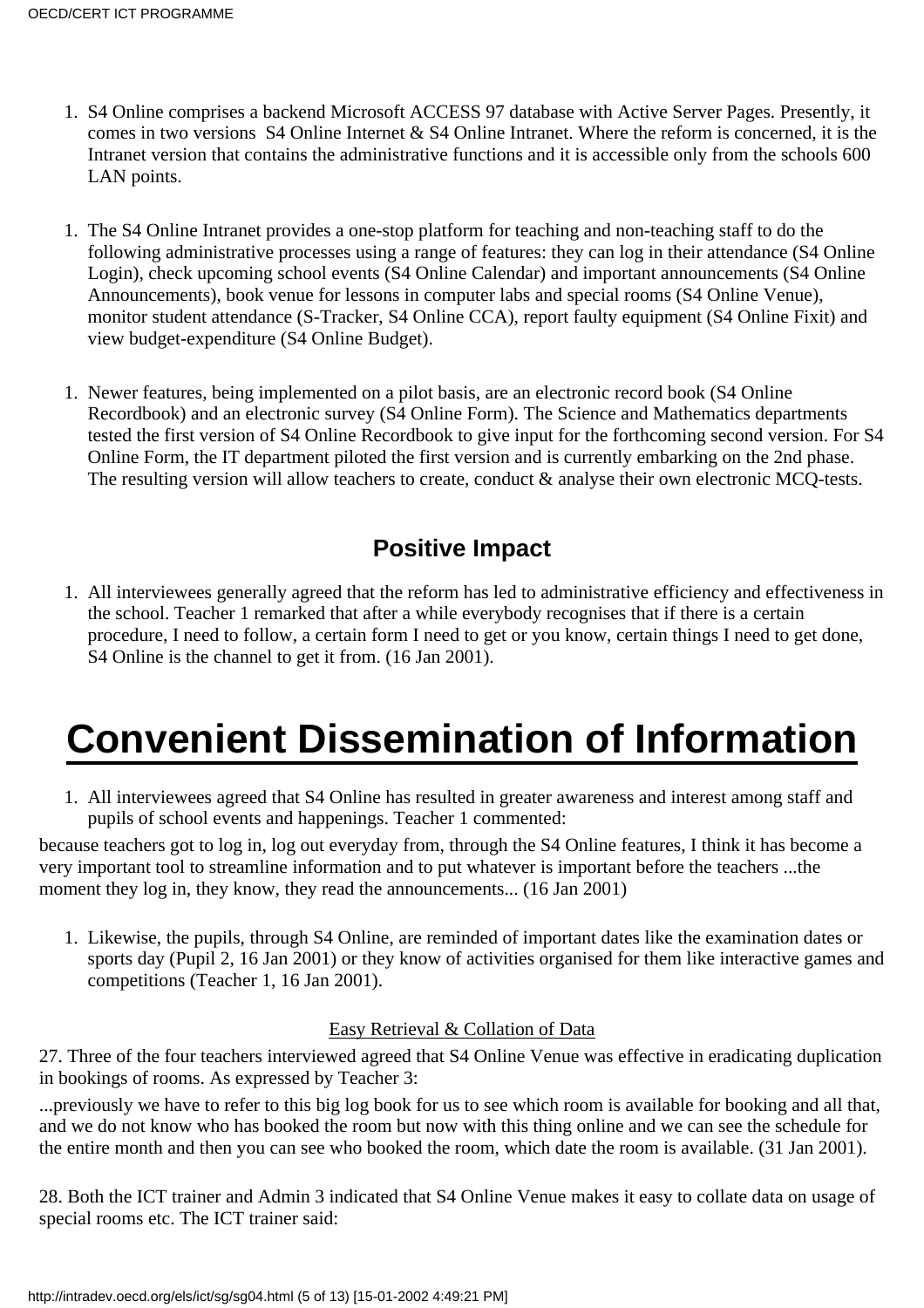1. S4 Online comprises a backend Microsoft ACCESS 97 database with Active Server Pages. Presently, it comes in two versions S4 Online Internet & S4 Online Intranet. Where the reform is concerned, it is the Intranet version that contains the administrative functions and it is accessible only from the schools 600 LAN points.

1. The S4 Online Intranet provides a one-stop platform for teaching and non-teaching staff to do the following administrative processes using a range of features: they can log in their attendance (S4 Online Login), check upcoming school events (S4 Online Calendar) and important announcements (S4 Online Announcements), book venue for lessons in computer labs and special rooms (S4 Online Venue), monitor student attendance (S-Tracker, S4 Online CCA), report faulty equipment (S4 Online Fixit) and view budget-expenditure (S4 Online Budget).

1. Newer features, being implemented on a pilot basis, are an electronic record book (S4 Online Recordbook) and an electronic survey (S4 Online Form). The Science and Mathematics departments tested the first version of S4 Online Recordbook to give input for the forthcoming second version. For S4 Online Form, the IT department piloted the first version and is currently embarking on the 2nd phase. The resulting version will allow teachers to create, conduct & analyse their own electronic MCQ-tests.

### Positive Impact

1. All interviewees generally agreed that the reform has led to administrative efficiency and effectiveness in the school. Teacher 1 remarked that after a while everybody recognises that if there is a certain procedure, I need to follow, a certain form I need to get or you know, certain things I need to get done, S4 Online is the channel to get it from. (16 Jan 2001).

# Convenient Dissemination of Information

1. All interviewees agreed that S4 Online has resulted in greater awareness and interest among staff and pupils of school events and happenings. Teacher 1 commented:

because teachers got to log in, log out everyday from, through the S4 Online features, I think it has become a very important tool to streamline information and to put whatever is important before the teachers ...the moment they log in, they know, they read the announcements... (16 Jan 2001)

1. Likewise, the pupils, through S4 Online, are reminded of important dates like the examination dates or sports day (Pupil 2, 16 Jan 2001) or they know of activities organised for them like interactive games and competitions (Teacher 1, 16 Jan 2001).

Easy Retrieval & Collation of Data

27. Three of the four teachers interviewed agreed that S4 Online Venue was effective in eradicating duplication in bookings of rooms. As expressed by Teacher 3:

...previously we have to refer to this big log book for us to see which room is available for booking and all that, and we do not know who has booked the room but now with this thing online and we can see the schedule for the entire month and then you can see who booked the room, which date the room is available. (31 Jan 2001).

28. Both the ICT trainer and Admin 3 indicated that S4 Online Venue makes it easy to collate data on usage of special rooms etc. The ICT trainer said: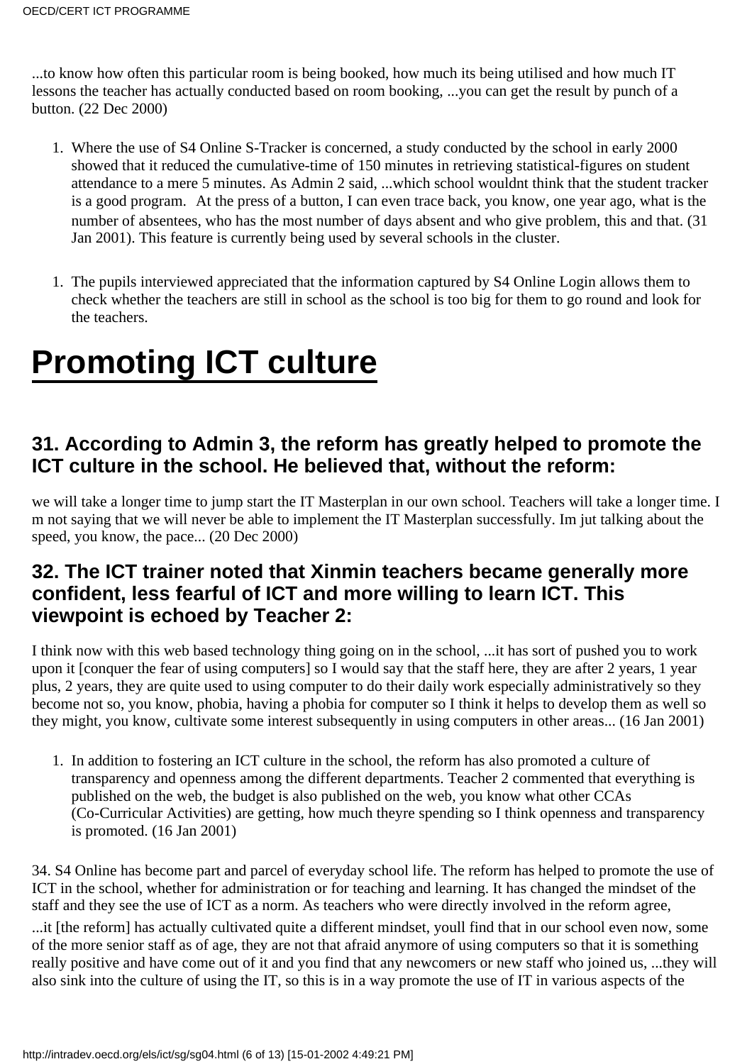...to know how often this particular room is being booked, how much its being utilised and how much IT lessons the teacher has actually conducted based on room booking, ...you can get the result by punch of a button. (22 Dec 2000)

1. Where the use of S4 Online S-Tracker is concerned, a study conducted by the school in early 2000 showed that it reduced the cumulative-time of 150 minutes in retrieving statistical-figures on student attendance to a mere 5 minutes. As Admin 2 said, ...which school wouldnt think that the student tracker is a good program. At the press of a button, I can even trace back, you know, one year ago, what is the number of absentees, who has the most number of days absent and who give problem, this and that. (31 Jan 2001). This feature is currently being used by several schools in the cluster.

1. The pupils interviewed appreciated that the information captured by S4 Online Login allows them to check whether the teachers are still in school as the school is too big for them to go round and look for the teachers.

# Promoting ICT culture

### 31. According to Admin 3, the reform has greatly helped to promote the ICT culture in the school. He believed that, without the reform:

we will take a longer time to jump start the IT Masterplan in our own school. Teachers will take a longer time. I m not saying that we will never be able to implement the IT Masterplan successfully. Im jut talking about the speed, you know, the pace... (20 Dec 2000)

### 32. The ICT trainer noted that Xinmin teachers became generally more confident, less fearful of ICT and more willing to learn ICT. This viewpoint is echoed by Teacher 2:

I think now with this web based technology thing going on in the school, ...it has sort of pushed you to work upon it [conquer the fear of using computers] so I would say that the staff here, they are after 2 years, 1 year plus, 2 years, they are quite used to using computer to do their daily work especially administratively so they become not so, you know, phobia, having a phobia for computer so I think it helps to develop them as well so they might, you know, cultivate some interest subsequently in using computers in other areas... (16 Jan 2001)

1. In addition to fostering an ICT culture in the school, the reform has also promoted a culture of transparency and openness among the different departments. Teacher 2 commented that everything is published on the web, the budget is also published on the web, you know what other CCAs (Co-Curricular Activities) are getting, how much theyre spending so I think openness and transparency is promoted. (16 Jan 2001)

34. S4 Online has become part and parcel of everyday school life. The reform has helped to promote the use of ICT in the school, whether for administration or for teaching and learning. It has changed the mindset of the staff and they see the use of ICT as a norm. As teachers who were directly involved in the reform agree,

...it [the reform] has actually cultivated quite a different mindset, youll find that in our school even now, some of the more senior staff as of age, they are not that afraid anymore of using computers so that it is something really positive and have come out of it and you find that any newcomers or new staff who joined us, ...they will also sink into the culture of using the IT, so this is in a way promote the use of IT in various aspects of the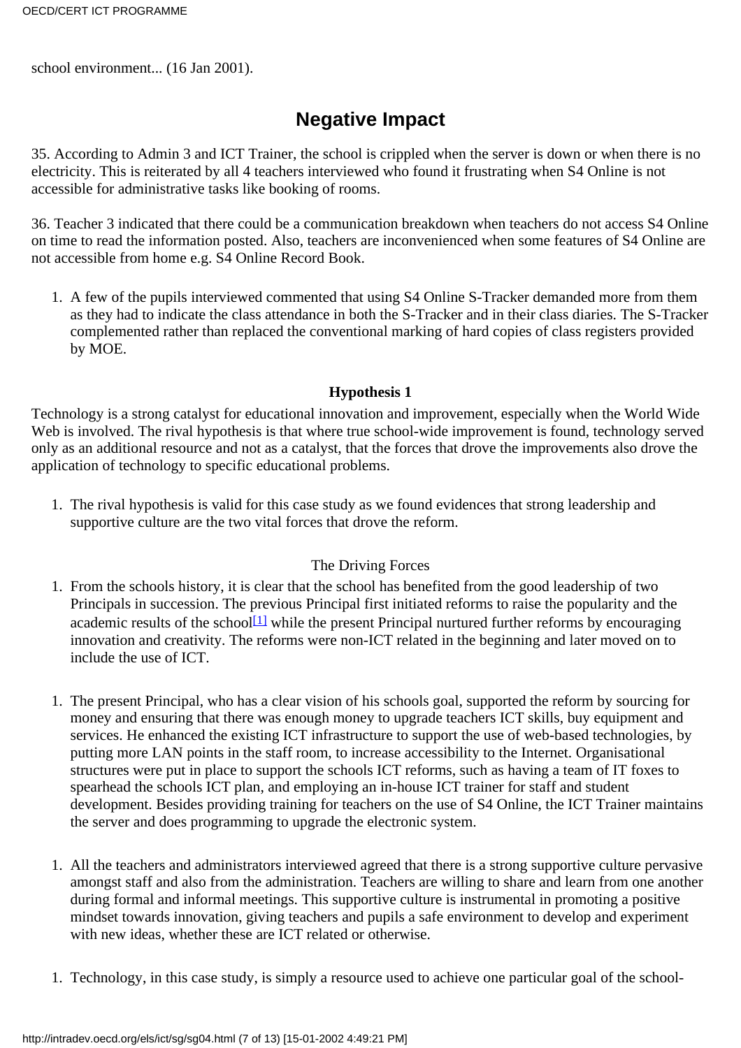school environment... (16 Jan 2001).

## Negative Impact

35. According to Admin 3 and ICT Trainer, the school is crippled when the server is down or when there is no electricity. This is reiterated by all 4 teachers interviewed who found it frustrating when S4 Online is not accessible for administrative tasks like booking of rooms.

36. Teacher 3 indicated that there could be a communication breakdown when teachers do not access S4 Online on time to read the information posted. Also, teachers are inconvenienced when some features of S4 Online are not accessible from home e.g. S4 Online Record Book.

1. A few of the pupils interviewed commented that using S4 Online S-Tracker demanded more from them as they had to indicate the class attendance in both the S-Tracker and in their class diaries. The S-Tracker complemented rather than replaced the conventional marking of hard copies of class registers provided by MOE.

**Hypothesis 1**

Technology is a strong catalyst for educational innovation and improvement, especially when the World Wide Web is involved. The rival hypothesis is that where true school-wide improvement is found, technology served only as an additional resource and not as a catalyst, that the forces that drove the improvements also drove the application of technology to specific educational problems.

1. The rival hypothesis is valid for this case study as we found evidences that strong leadership and supportive culture are the two vital forces that drove the reform.

The Driving Forces

1. From the schools history, it is clear that the school has benefited from the good leadership of two Principals in succession. The previous Principal first initiated reforms to raise the popularity and the academic results of the school[1] while the present Principal nurtured further reforms by encouraging innovation and creativity. The reforms were non-ICT related in the beginning and later moved on to include the use of ICT.

1. The present Principal, who has a clear vision of his schools goal, supported the reform by sourcing for money and ensuring that there was enough money to upgrade teachers ICT skills, buy equipment and services. He enhanced the existing ICT infrastructure to support the use of web-based technologies, by putting more LAN points in the staff room, to increase accessibility to the Internet. Organisational structures were put in place to support the schools ICT reforms, such as having a team of IT foxes to spearhead the schools ICT plan, and employing an in-house ICT trainer for staff and student development. Besides providing training for teachers on the use of S4 Online, the ICT Trainer maintains the server and does programming to upgrade the electronic system.

1. All the teachers and administrators interviewed agreed that there is a strong supportive culture pervasive amongst staff and also from the administration. Teachers are willing to share and learn from one another during formal and informal meetings. This supportive culture is instrumental in promoting a positive mindset towards innovation, giving teachers and pupils a safe environment to develop and experiment with new ideas, whether these are ICT related or otherwise.

1. Technology, in this case study, is simply a resource used to achieve one particular goal of the school-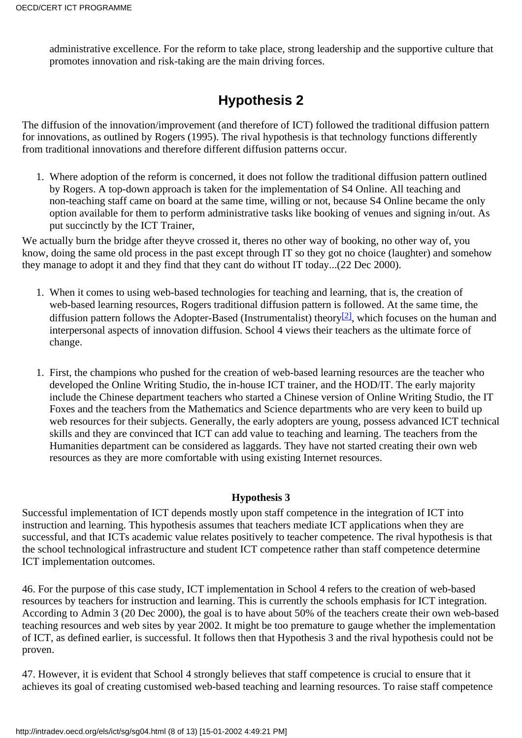administrative excellence. For the reform to take place, strong leadership and the supportive culture that promotes innovation and risk-taking are the main driving forces.

## Hypothesis 2

The diffusion of the innovation/improvement (and therefore of ICT) followed the traditional diffusion pattern for innovations, as outlined by Rogers (1995). The rival hypothesis is that technology functions differently from traditional innovations and therefore different diffusion patterns occur.

1. Where adoption of the reform is concerned, it does not follow the traditional diffusion pattern outlined by Rogers. A top-down approach is taken for the implementation of S4 Online. All teaching and non-teaching staff came on board at the same time, willing or not, because S4 Online became the only option available for them to perform administrative tasks like booking of venues and signing in/out. As put succinctly by the ICT Trainer,

We actually burn the bridge after theyve crossed it, theres no other way of booking, no other way of, you know, doing the same old process in the past except through IT so they got no choice (laughter) and somehow they manage to adopt it and they find that they cant do without IT today...(22 Dec 2000).

1. When it comes to using web-based technologies for teaching and learning, that is, the creation of web-based learning resources, Rogers traditional diffusion pattern is followed. At the same time, the diffusion pattern follows the Adopter-Based (Instrumentalist) theory[2], which focuses on the human and interpersonal aspects of innovation diffusion. School 4 views their teachers as the ultimate force of change.

1. First, the champions who pushed for the creation of web-based learning resources are the teacher who developed the Online Writing Studio, the in-house ICT trainer, and the HOD/IT. The early majority include the Chinese department teachers who started a Chinese version of Online Writing Studio, the IT Foxes and the teachers from the Mathematics and Science departments who are very keen to build up web resources for their subjects. Generally, the early adopters are young, possess advanced ICT technical skills and they are convinced that ICT can add value to teaching and learning. The teachers from the Humanities department can be considered as laggards. They have not started creating their own web resources as they are more comfortable with using existing Internet resources.

### Hypothesis 3

Successful implementation of ICT depends mostly upon staff competence in the integration of ICT into instruction and learning. This hypothesis assumes that teachers mediate ICT applications when they are successful, and that ICTs academic value relates positively to teacher competence. The rival hypothesis is that the school technological infrastructure and student ICT competence rather than staff competence determine ICT implementation outcomes.

46. For the purpose of this case study, ICT implementation in School 4 refers to the creation of web-based resources by teachers for instruction and learning. This is currently the schools emphasis for ICT integration. According to Admin 3 (20 Dec 2000), the goal is to have about 50% of the teachers create their own web-based teaching resources and web sites by year 2002. It might be too premature to gauge whether the implementation of ICT, as defined earlier, is successful. It follows then that Hypothesis 3 and the rival hypothesis could not be proven.

47. However, it is evident that School 4 strongly believes that staff competence is crucial to ensure that it achieves its goal of creating customised web-based teaching and learning resources. To raise staff competence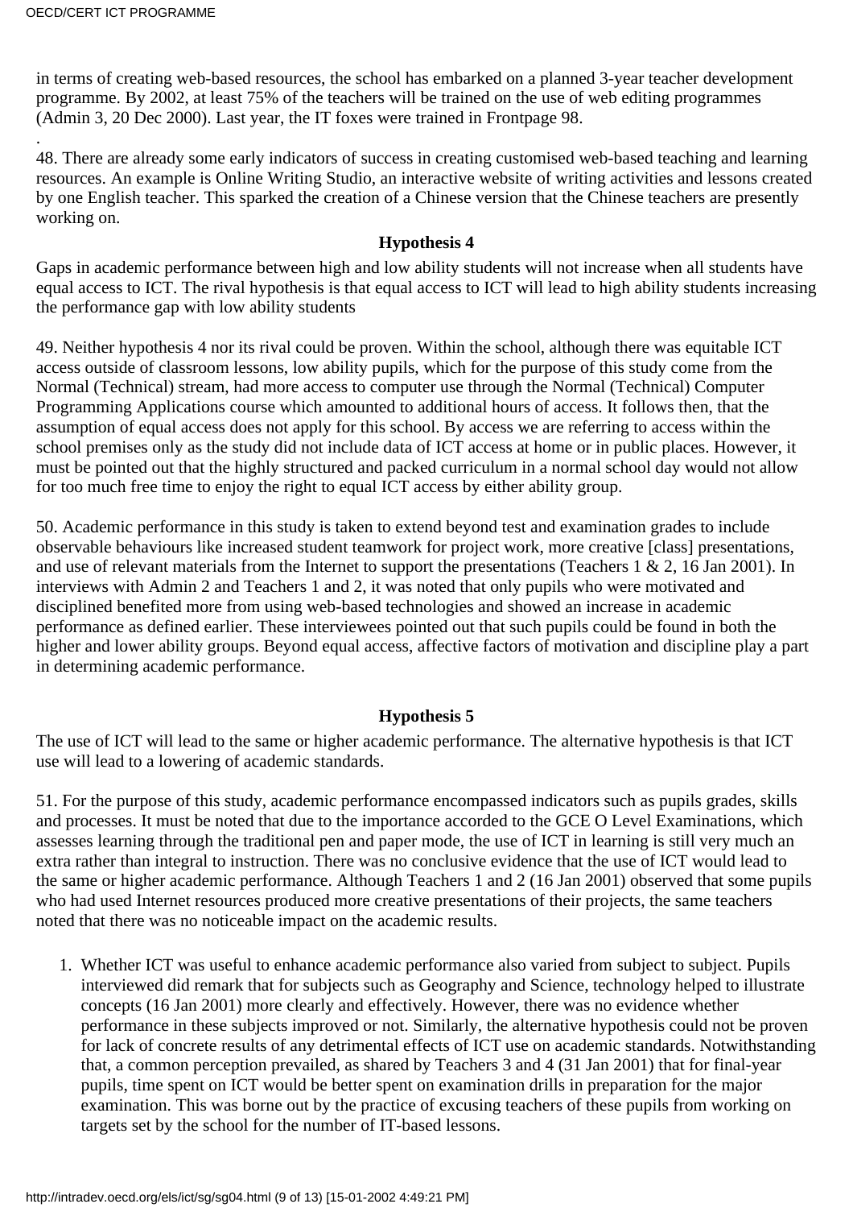in terms of creating web-based resources, the school has embarked on a planned 3-year teacher development programme. By 2002, at least 75% of the teachers will be trained on the use of web editing programmes (Admin 3, 20 Dec 2000). Last year, the IT foxes were trained in Frontpage 98.

.

48. There are already some early indicators of success in creating customised web-based teaching and learning resources. An example is Online Writing Studio, an interactive website of writing activities and lessons created by one English teacher. This sparked the creation of a Chinese version that the Chinese teachers are presently working on.

**Hypothesis 4**

Gaps in academic performance between high and low ability students will not increase when all students have equal access to ICT. The rival hypothesis is that equal access to ICT will lead to high ability students increasing the performance gap with low ability students

49. Neither hypothesis 4 nor its rival could be proven. Within the school, although there was equitable ICT access outside of classroom lessons, low ability pupils, which for the purpose of this study come from the Normal (Technical) stream, had more access to computer use through the Normal (Technical) Computer Programming Applications course which amounted to additional hours of access. It follows then, that the assumption of equal access does not apply for this school. By access we are referring to access within the school premises only as the study did not include data of ICT access at home or in public places. However, it must be pointed out that the highly structured and packed curriculum in a normal school day would not allow for too much free time to enjoy the right to equal ICT access by either ability group.

50. Academic performance in this study is taken to extend beyond test and examination grades to include observable behaviours like increased student teamwork for project work, more creative [class] presentations, and use of relevant materials from the Internet to support the presentations (Teachers 1 & 2, 16 Jan 2001). In interviews with Admin 2 and Teachers 1 and 2, it was noted that only pupils who were motivated and disciplined benefited more from using web-based technologies and showed an increase in academic performance as defined earlier. These interviewees pointed out that such pupils could be found in both the higher and lower ability groups. Beyond equal access, affective factors of motivation and discipline play a part in determining academic performance.

**Hypothesis 5**

The use of ICT will lead to the same or higher academic performance. The alternative hypothesis is that ICT use will lead to a lowering of academic standards.

51. For the purpose of this study, academic performance encompassed indicators such as pupils grades, skills and processes. It must be noted that due to the importance accorded to the GCE O Level Examinations, which assesses learning through the traditional pen and paper mode, the use of ICT in learning is still very much an extra rather than integral to instruction. There was no conclusive evidence that the use of ICT would lead to the same or higher academic performance. Although Teachers 1 and 2 (16 Jan 2001) observed that some pupils who had used Internet resources produced more creative presentations of their projects, the same teachers noted that there was no noticeable impact on the academic results.

1. Whether ICT was useful to enhance academic performance also varied from subject to subject. Pupils interviewed did remark that for subjects such as Geography and Science, technology helped to illustrate concepts (16 Jan 2001) more clearly and effectively. However, there was no evidence whether performance in these subjects improved or not. Similarly, the alternative hypothesis could not be proven for lack of concrete results of any detrimental effects of ICT use on academic standards. Notwithstanding that, a common perception prevailed, as shared by Teachers 3 and 4 (31 Jan 2001) that for final-year pupils, time spent on ICT would be better spent on examination drills in preparation for the major examination. This was borne out by the practice of excusing teachers of these pupils from working on targets set by the school for the number of IT-based lessons.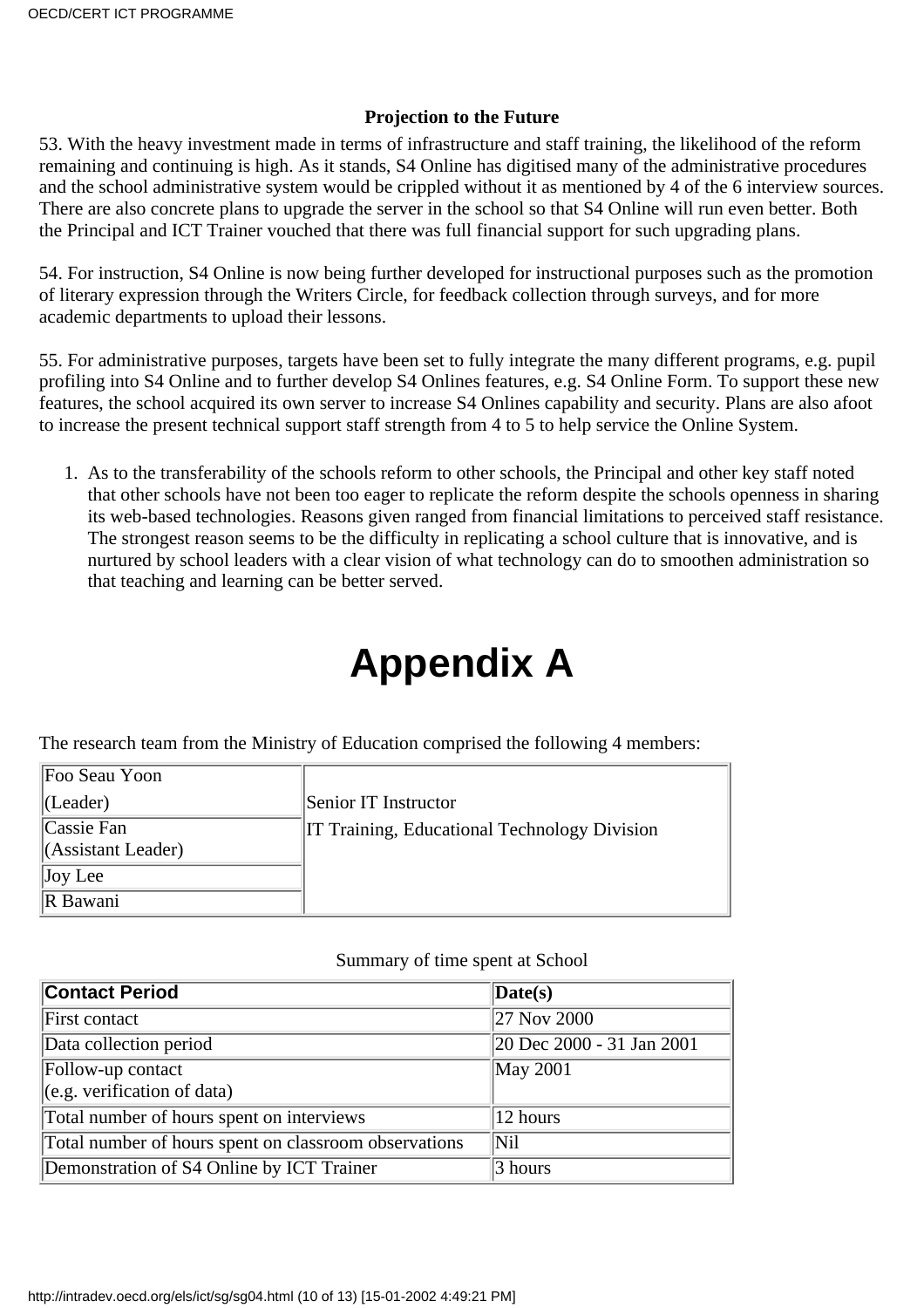**Projection to the Future**

53. With the heavy investment made in terms of infrastructure and staff training, the likelihood of the reform remaining and continuing is high. As it stands, S4 Online has digitised many of the administrative procedures and the school administrative system would be crippled without it as mentioned by 4 of the 6 interview sources. There are also concrete plans to upgrade the server in the school so that S4 Online will run even better. Both the Principal and ICT Trainer vouched that there was full financial support for such upgrading plans.

54. For instruction, S4 Online is now being further developed for instructional purposes such as the promotion of literary expression through the Writers Circle, for feedback collection through surveys, and for more academic departments to upload their lessons.

55. For administrative purposes, targets have been set to fully integrate the many different programs, e.g. pupil profiling into S4 Online and to further develop S4 Onlines features, e.g. S4 Online Form. To support these new features, the school acquired its own server to increase S4 Onlines capability and security. Plans are also afoot to increase the present technical support staff strength from 4 to 5 to help service the Online System.

1. As to the transferability of the schools reform to other schools, the Principal and other key staff noted that other schools have not been too eager to replicate the reform despite the schools openness in sharing its web-based technologies. Reasons given ranged from financial limitations to perceived staff resistance. The strongest reason seems to be the difficulty in replicating a school culture that is innovative, and is nurtured by school leaders with a clear vision of what technology can do to smoothen administration so that teaching and learning can be better served.

# Appendix A

The research team from the Ministry of Education comprised the following 4 members:

| | |
|---|---|
| Foo Seau Yoon (Leader) | Senior IT Instructor<br>IT Training, Educational Technology Division |
| Cassie Fan (Assistant Leader) | |
| Joy Lee | |
| R Bawani | |

Summary of time spent at School

| Contact Period | Date(s) |
|---|---|
| First contact | 27 Nov 2000 |
| Data collection period | 20 Dec 2000 - 31 Jan 2001 |
| Follow-up contact (e.g. verification of data) | May 2001 |
| Total number of hours spent on interviews | 12 hours |
| Total number of hours spent on classroom observations | Nil |
| Demonstration of S4 Online by ICT Trainer | 3 hours |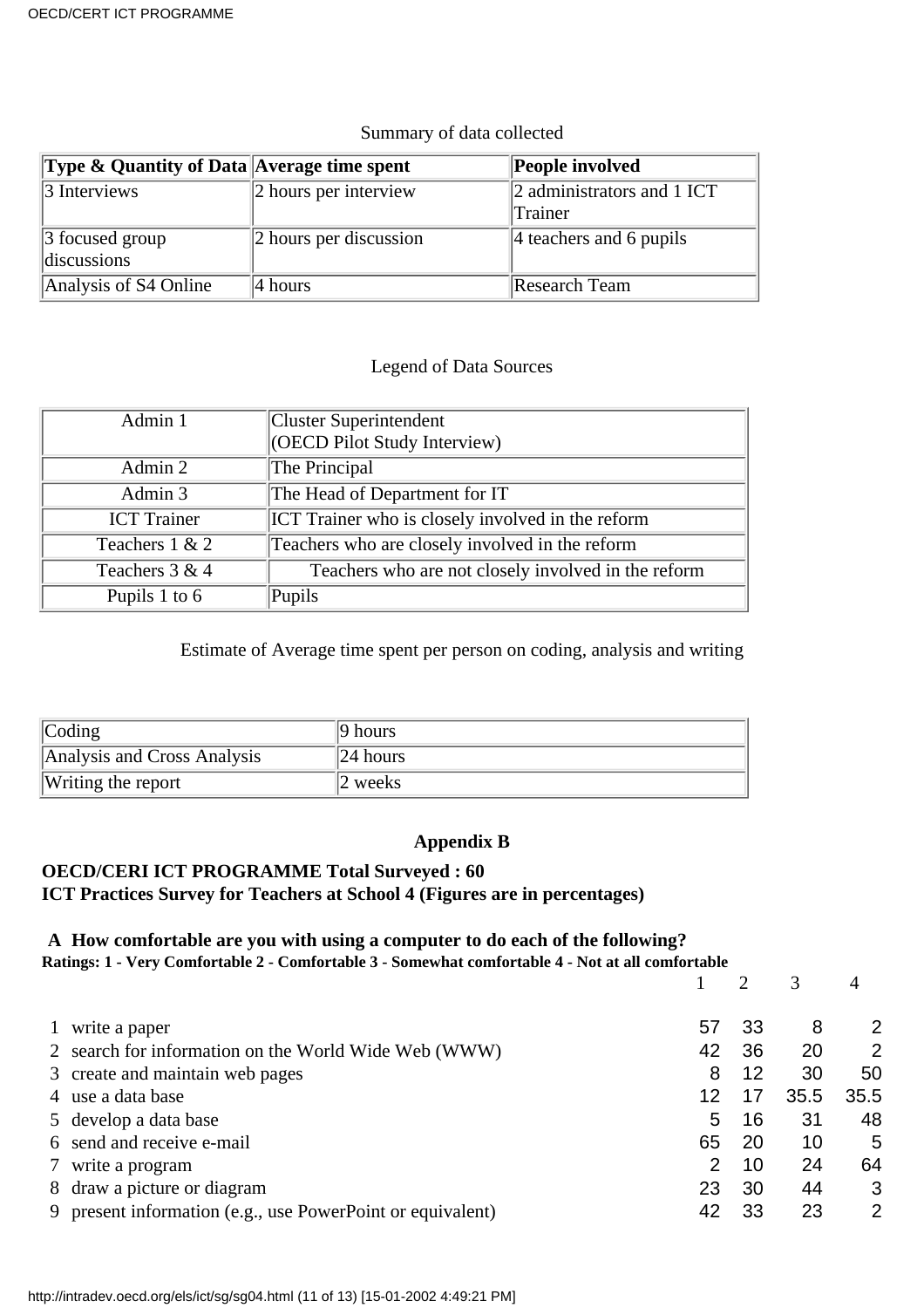Summary of data collected

| Type & Quantity of Data | Average time spent | People involved |
| --- | --- | --- |
| 3 Interviews | 2 hours per interview | 2 administrators and 1 ICT Trainer |
| 3 focused group discussions | 2 hours per discussion | 4 teachers and 6 pupils |
| Analysis of S4 Online | 4 hours | Research Team |

Legend of Data Sources

| | |
| --- | --- |
| Admin 1 | Cluster Superintendent (OECD Pilot Study Interview) |
| Admin 2 | The Principal |
| Admin 3 | The Head of Department for IT |
| ICT Trainer | ICT Trainer who is closely involved in the reform |
| Teachers 1 & 2 | Teachers who are closely involved in the reform |
| Teachers 3 & 4 | Teachers who are not closely involved in the reform |
| Pupils 1 to 6 | Pupils |

Estimate of Average time spent per person on coding, analysis and writing

| | |
| --- | --- |
| Coding | 9 hours |
| Analysis and Cross Analysis | 24 hours |
| Writing the report | 2 weeks |

## Appendix B

**OECD/CERI ICT PROGRAMME Total Surveyed : 60**
**ICT Practices Survey for Teachers at School 4 (Figures are in percentages)**

### A How comfortable are you with using a computer to do each of the following?

**Ratings: 1 - Very Comfortable 2 - Comfortable 3 - Somewhat comfortable 4 - Not at all comfortable**

| | | 1 | 2 | 3 | 4 |
| --- | --- | --- | --- | --- | --- |
| 1 | write a paper | 57 | 33 | 8 | 2 |
| 2 | search for information on the World Wide Web (WWW) | 42 | 36 | 20 | 2 |
| 3 | create and maintain web pages | 8 | 12 | 30 | 50 |
| 4 | use a data base | 12 | 17 | 35.5 | 35.5 |
| 5 | develop a data base | 5 | 16 | 31 | 48 |
| 6 | send and receive e-mail | 65 | 20 | 10 | 5 |
| 7 | write a program | 2 | 10 | 24 | 64 |
| 8 | draw a picture or diagram | 23 | 30 | 44 | 3 |
| 9 | present information (e.g., use PowerPoint or equivalent) | 42 | 33 | 23 | 2 |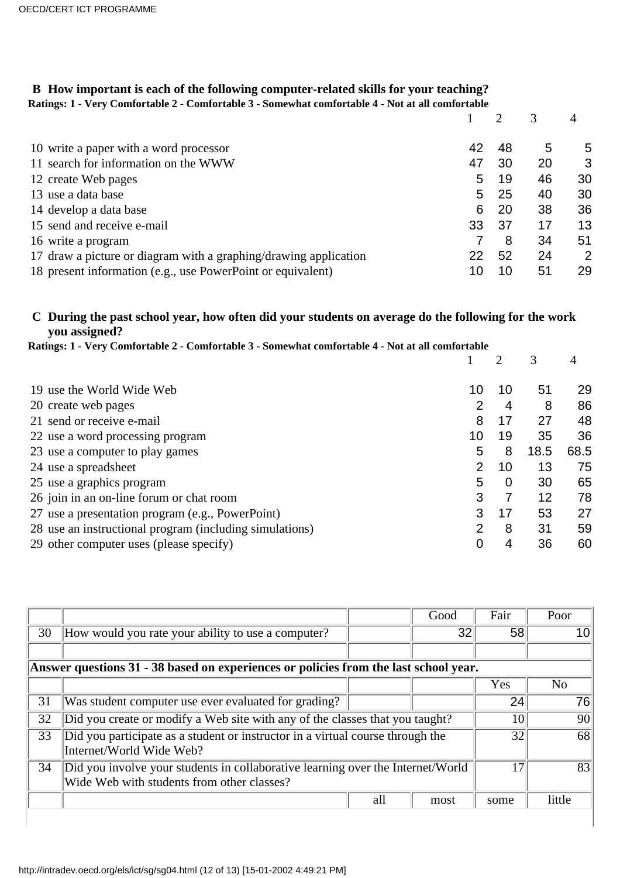**B How important is each of the following computer-related skills for your teaching?**

**Ratings: 1 - Very Comfortable 2 - Comfortable 3 - Somewhat comfortable 4 - Not at all comfortable**

| | | 1 | 2 | 3 | 4 |
|---|---|---|---|---|---|
| 10 | write a paper with a word processor | 42 | 48 | 5 | 5 |
| 11 | search for information on the WWW | 47 | 30 | 20 | 3 |
| 12 | create Web pages | 5 | 19 | 46 | 30 |
| 13 | use a data base | 5 | 25 | 40 | 30 |
| 14 | develop a data base | 6 | 20 | 38 | 36 |
| 15 | send and receive e-mail | 33 | 37 | 17 | 13 |
| 16 | write a program | 7 | 8 | 34 | 51 |
| 17 | draw a picture or diagram with a graphing/drawing application | 22 | 52 | 24 | 2 |
| 18 | present information (e.g., use PowerPoint or equivalent) | 10 | 10 | 51 | 29 |

**C During the past school year, how often did your students on average do the following for the work you assigned?**

**Ratings: 1 - Very Comfortable 2 - Comfortable 3 - Somewhat comfortable 4 - Not at all comfortable**

| | | 1 | 2 | 3 | 4 |
|---|---|---|---|---|---|
| 19 | use the World Wide Web | 10 | 10 | 51 | 29 |
| 20 | create web pages | 2 | 4 | 8 | 86 |
| 21 | send or receive e-mail | 8 | 17 | 27 | 48 |
| 22 | use a word processing program | 10 | 19 | 35 | 36 |
| 23 | use a computer to play games | 5 | 8 | 18.5 | 68.5 |
| 24 | use a spreadsheet | 2 | 10 | 13 | 75 |
| 25 | use a graphics program | 5 | 0 | 30 | 65 |
| 26 | join in an on-line forum or chat room | 3 | 7 | 12 | 78 |
| 27 | use a presentation program (e.g., PowerPoint) | 3 | 17 | 53 | 27 |
| 28 | use an instructional program (including simulations) | 2 | 8 | 31 | 59 |
| 29 | other computer uses (please specify) | 0 | 4 | 36 | 60 |

| | | | Good | Fair | Poor |
|---|---|---|---|---|---|
| 30 | How would you rate your ability to use a computer? | | 32 | 58 | 10 |
| | | | | | |
| **Answer questions 31 - 38 based on experiences or policies from the last school year.** | | | | | |
| | | | | Yes | No |
| 31 | Was student computer use ever evaluated for grading? | | | 24 | 76 |
| 32 | Did you create or modify a Web site with any of the classes that you taught? | | | 10 | 90 |
| 33 | Did you participate as a student or instructor in a virtual course through the Internet/World Wide Web? | | | 32 | 68 |
| 34 | Did you involve your students in collaborative learning over the Internet/World Wide Web with students from other classes? | | | 17 | 83 |
| | | all | most | some | little |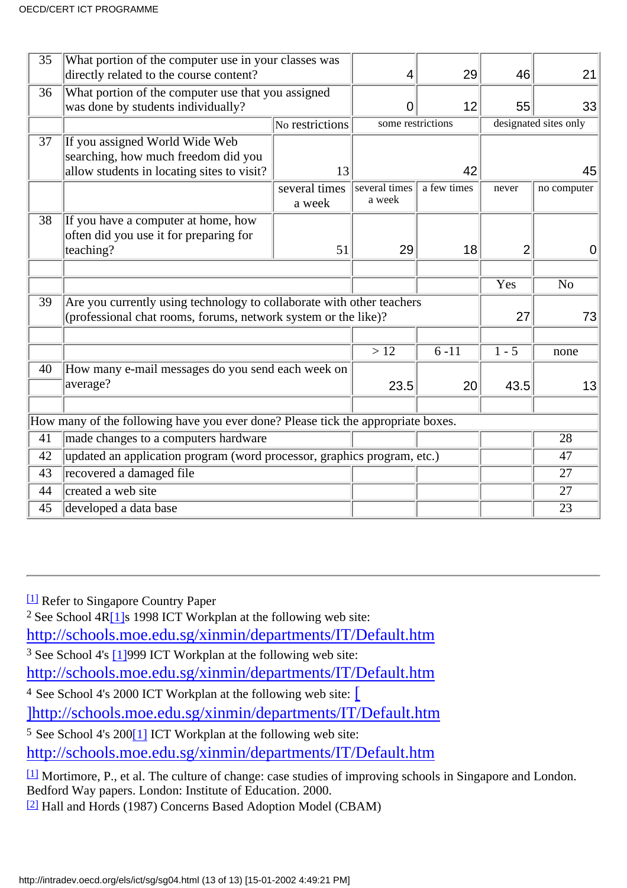| | | | | | | |
|---|---|---|---|---|---|---|
| 35 | What portion of the computer use in your classes was directly related to the course content? | | 4 | 29 | 46 | 21 |
| 36 | What portion of the computer use that you assigned was done by students individually? | | 0 | 12 | 55 | 33 |
| | | No restrictions | some restrictions | | designated sites only | |
| 37 | If you assigned World Wide Web searching, how much freedom did you allow students in locating sites to visit? | 13 | | 42 | | 45 |
| | | several times a week | several times a week | a few times | never | no computer |
| 38 | If you have a computer at home, how often did you use it for preparing for teaching? | 51 | 29 | 18 | 2 | 0 |
| | | | | | | |
| | | | | | Yes | No |
| 39 | Are you currently using technology to collaborate with other teachers (professional chat rooms, forums, network system or the like)? | | | | 27 | 73 |
| | | | | | | |
| | | | > 12 | 6 -11 | 1 - 5 | none |
| 40 | How many e-mail messages do you send each week on average? | | 23.5 | 20 | 43.5 | 13 |
| | | | | | | |
| How many of the following have you ever done? Please tick the appropriate boxes. | | | | | | |
| 41 | made changes to a computers hardware | | | | | 28 |
| 42 | updated an application program (word processor, graphics program, etc.) | | | | | 47 |
| 43 | recovered a damaged file | | | | | 27 |
| 44 | created a web site | | | | | 27 |
| 45 | developed a data base | | | | | 23 |

---

[1] Refer to Singapore Country Paper

2 See School 4R[1]s 1998 ICT Workplan at the following web site: http://schools.moe.edu.sg/xinmin/departments/IT/Default.htm

3 See School 4's [1]999 ICT Workplan at the following web site: http://schools.moe.edu.sg/xinmin/departments/IT/Default.htm

4 See School 4's 2000 ICT Workplan at the following web site: [ ]http://schools.moe.edu.sg/xinmin/departments/IT/Default.htm

5 See School 4's 200[1] ICT Workplan at the following web site: http://schools.moe.edu.sg/xinmin/departments/IT/Default.htm

[1] Mortimore, P., et al. The culture of change: case studies of improving schools in Singapore and London. Bedford Way papers. London: Institute of Education. 2000.

[2] Hall and Hords (1987) Concerns Based Adoption Model (CBAM)